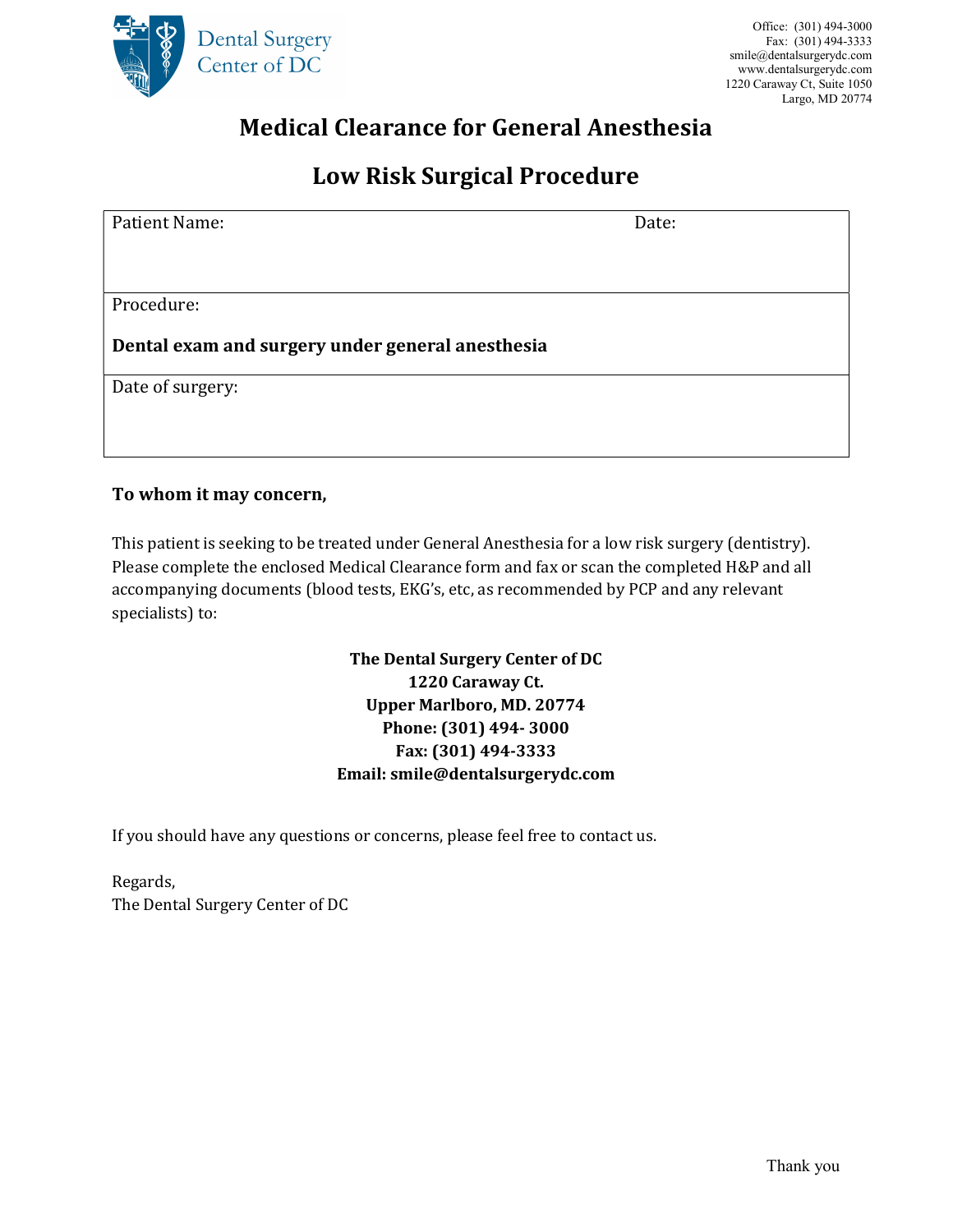Dental Surgery Center of DC

Office: (301) 494-3000
Fax: (301) 494-3333
smile@dentalsurgerydc.com
www.dentalsurgerydc.com
1220 Caraway Ct, Suite 1050
Largo, MD 20774

# Medical Clearance for General Anesthesia

## Low Risk Surgical Procedure

| Patient Name: | Date: |
|---|---|
| Procedure: **Dental exam and surgery under general anesthesia** | |
| Date of surgery: | |

**To whom it may concern,**

This patient is seeking to be treated under General Anesthesia for a low risk surgery (dentistry). Please complete the enclosed Medical Clearance form and fax or scan the completed H&P and all accompanying documents (blood tests, EKG's, etc, as recommended by PCP and any relevant specialists) to:

**The Dental Surgery Center of DC**
**1220 Caraway Ct.**
**Upper Marlboro, MD. 20774**
**Phone: (301) 494- 3000**
**Fax: (301) 494-3333**
**Email: smile@dentalsurgerydc.com**

If you should have any questions or concerns, please feel free to contact us.

Regards,
The Dental Surgery Center of DC

Thank you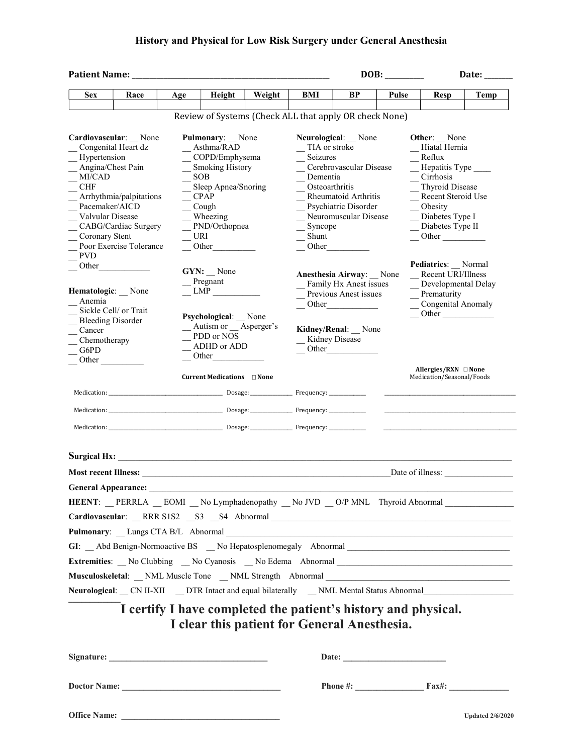# History and Physical for Low Risk Surgery under General Anesthesia

**Patient Name:** ______________________________ **DOB:** ________ **Date:** ______

| Sex | Race | Age | Height | Weight | BMI | BP | Pulse | Resp | Temp |
|---|---|---|---|---|---|---|---|---|---|
| | | | | | | | | | |

Review of Systems (Check ALL that apply OR check None)

**Cardiovascular**: __ None
- __ Congenital Heart dz
- __ Hypertension
- __ Angina/Chest Pain
- __ MI/CAD
- __ CHF
- __ Arrhythmia/palpitations
- __ Pacemaker/AICD
- __ Valvular Disease
- __ CABG/Cardiac Surgery
- __ Coronary Stent
- __ Poor Exercise Tolerance
- __ PVD
- __ Other____________

**Hematologic**: __ None
- __ Anemia
- __ Sickle Cell/ or Trait
- __ Bleeding Disorder
- __ Cancer
- __ Chemotherapy
- __ G6PD
- __ Other __________

**Pulmonary**: __ None
- __ Asthma/RAD
- __ COPD/Emphysema
- __ Smoking History
- __ SOB
- __ Sleep Apnea/Snoring
- __ CPAP
- __ Cough
- __ Wheezing
- __ PND/Orthopnea
- __ URI
- __ Other__________

**GYN:** __ None
- __ Pregnant
- __ LMP ___________

**Psychological**: __ None
- __ Autism or __ Asperger's
- __ PDD or NOS
- __ ADHD or ADD
- __ Other____________

**Neurological**: __ None
- __ TIA or stroke
- __ Seizures
- __ Cerebrovascular Disease
- __ Dementia
- __ Osteoarthritis
- __ Rheumatoid Arthritis
- __ Psychiatric Disorder
- __ Neuromuscular Disease
- __ Syncope
- __ Shunt
- __ Other__________

**Anesthesia Airway**: __ None
- __ Family Hx Anest issues
- __ Previous Anest issues
- __ Other____________

**Kidney/Renal**: __ None
- __ Kidney Disease
- __ Other____________

**Other**: __ None
- __ Hiatal Hernia
- __ Reflux
- __ Hepatitis Type ____
- __ Cirrhosis
- __ Thyroid Disease
- __ Recent Steroid Use
- __ Obesity
- __ Diabetes Type I
- __ Diabetes Type II
- __ Other __________

**Pediatrics**: __ Normal
- __ Recent URI/Illness
- __ Developmental Delay
- __ Prematurity
- __ Congenital Anomaly
- __ Other ___________

**Current Medications** ☐ None

Medication: ____________________ Dosage: __________ Frequency: __________

Medication: ____________________ Dosage: __________ Frequency: __________

Medication: ____________________ Dosage: __________ Frequency: __________

**Allergies/RXN** ☐ None
Medication/Seasonal/Foods

____________________

____________________

____________________

**Surgical Hx:** ________________________________________________

**Most recent Illness:** ______________________________ Date of illness: ______________

**General Appearance:** ________________________________________________

**HEENT**: __ PERRLA __ EOMI __ No Lymphadenopathy __ No JVD __ O/P MNL Thyroid Abnormal ______________

**Cardiovascular**: __ RRR S1S2 __S3 __S4 Abnormal ________________________________

**Pulmonary**: __ Lungs CTA B/L Abnormal ________________________________

**GI**: __ Abd Benign-Normoactive BS __ No Hepatosplenomegaly Abnormal ________________________

**Extremities**: __ No Clubbing __ No Cyanosis __ No Edema Abnormal ________________________

**Musculoskeletal**: __ NML Muscle Tone __ NML Strength Abnormal ________________________

**Neurological**: __ CN II-XII __ DTR Intact and equal bilaterally __ NML Mental Status Abnormal____________________

# I certify I have completed the patient's history and physical. I clear this patient for General Anesthesia.

**Signature:** ______________________________ **Date:** ____________________

**Doctor Name:** ______________________________ **Phone #:** ______________ **Fax#:** ____________

**Office Name:** ______________________________

Updated 2/6/2020